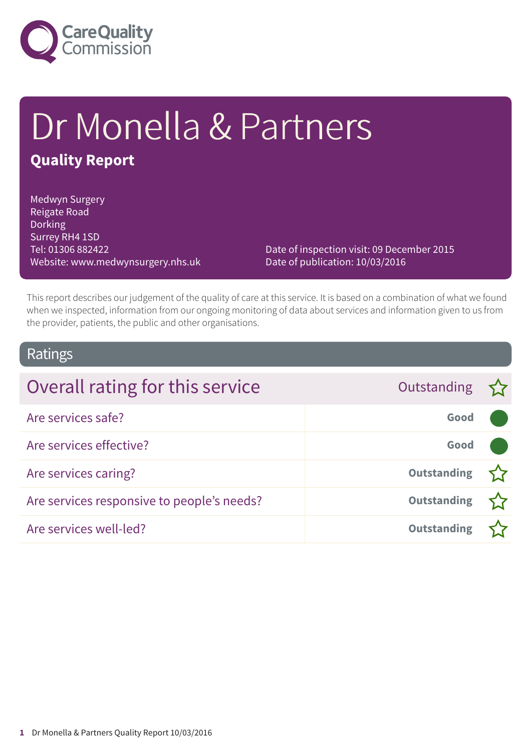# Dr Monella & Partners

## Quality Report

Medwyn Surgery
Reigate Road
Dorking
Surrey RH4 1SD
Tel: 01306 882422
Website: www.medwynsurgery.nhs.uk

Date of inspection visit: 09 December 2015
Date of publication: 10/03/2016

This report describes our judgement of the quality of care at this service. It is based on a combination of what we found when we inspected, information from our ongoing monitoring of data about services and information given to us from the provider, patients, the public and other organisations.

## Ratings

| Overall rating for this service | Outstanding ☆ |
|---|---|
| Are services safe? | Good |
| Are services effective? | Good |
| Are services caring? | Outstanding ☆ |
| Are services responsive to people's needs? | Outstanding ☆ |
| Are services well-led? | Outstanding ☆ |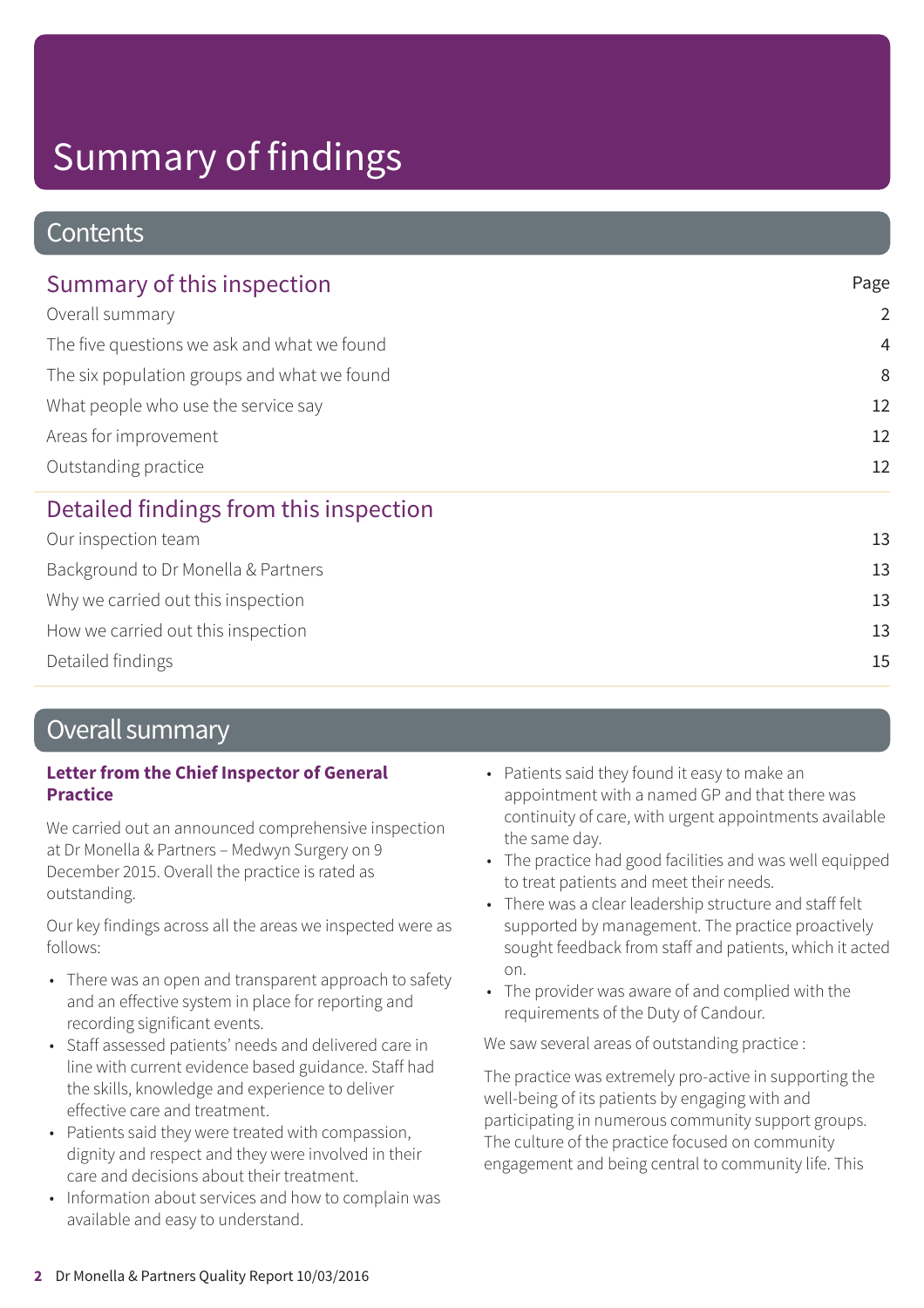# Summary of findings

## Contents

### Summary of this inspection

| | Page |
|---|---|
| Overall summary | 2 |
| The five questions we ask and what we found | 4 |
| The six population groups and what we found | 8 |
| What people who use the service say | 12 |
| Areas for improvement | 12 |
| Outstanding practice | 12 |

### Detailed findings from this inspection

| | |
|---|---|
| Our inspection team | 13 |
| Background to Dr Monella & Partners | 13 |
| Why we carried out this inspection | 13 |
| How we carried out this inspection | 13 |
| Detailed findings | 15 |

## Overall summary

**Letter from the Chief Inspector of General Practice**

We carried out an announced comprehensive inspection at Dr Monella & Partners – Medwyn Surgery on 9 December 2015. Overall the practice is rated as outstanding.

Our key findings across all the areas we inspected were as follows:

- There was an open and transparent approach to safety and an effective system in place for reporting and recording significant events.
- Staff assessed patients' needs and delivered care in line with current evidence based guidance. Staff had the skills, knowledge and experience to deliver effective care and treatment.
- Patients said they were treated with compassion, dignity and respect and they were involved in their care and decisions about their treatment.
- Information about services and how to complain was available and easy to understand.
- Patients said they found it easy to make an appointment with a named GP and that there was continuity of care, with urgent appointments available the same day.
- The practice had good facilities and was well equipped to treat patients and meet their needs.
- There was a clear leadership structure and staff felt supported by management. The practice proactively sought feedback from staff and patients, which it acted on.
- The provider was aware of and complied with the requirements of the Duty of Candour.

We saw several areas of outstanding practice :

The practice was extremely pro-active in supporting the well-being of its patients by engaging with and participating in numerous community support groups. The culture of the practice focused on community engagement and being central to community life. This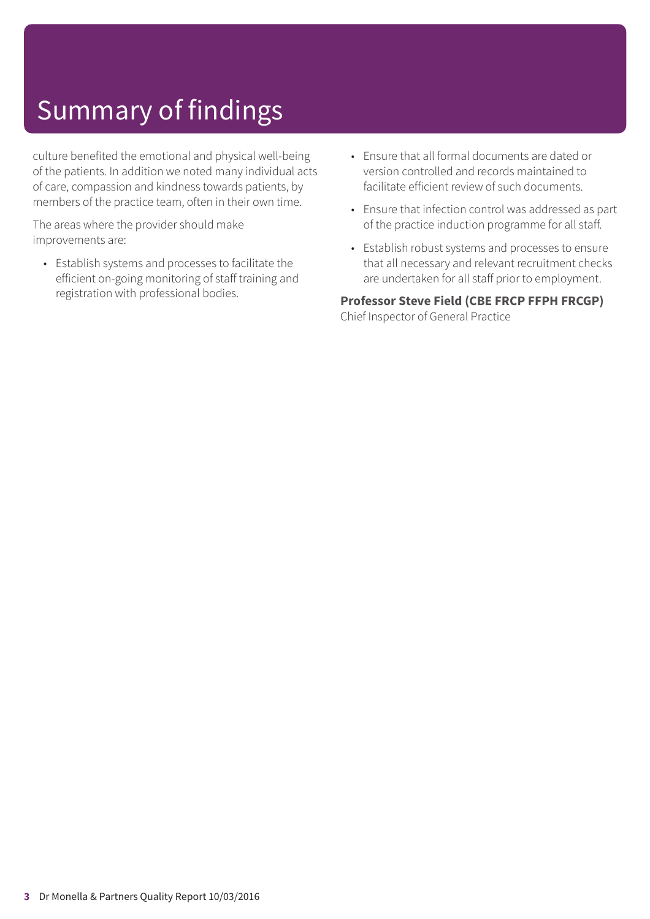# Summary of findings

culture benefited the emotional and physical well-being of the patients. In addition we noted many individual acts of care, compassion and kindness towards patients, by members of the practice team, often in their own time.

The areas where the provider should make improvements are:

- Establish systems and processes to facilitate the efficient on-going monitoring of staff training and registration with professional bodies.
- Ensure that all formal documents are dated or version controlled and records maintained to facilitate efficient review of such documents.
- Ensure that infection control was addressed as part of the practice induction programme for all staff.
- Establish robust systems and processes to ensure that all necessary and relevant recruitment checks are undertaken for all staff prior to employment.

**Professor Steve Field (CBE FRCP FFPH FRCGP)**
Chief Inspector of General Practice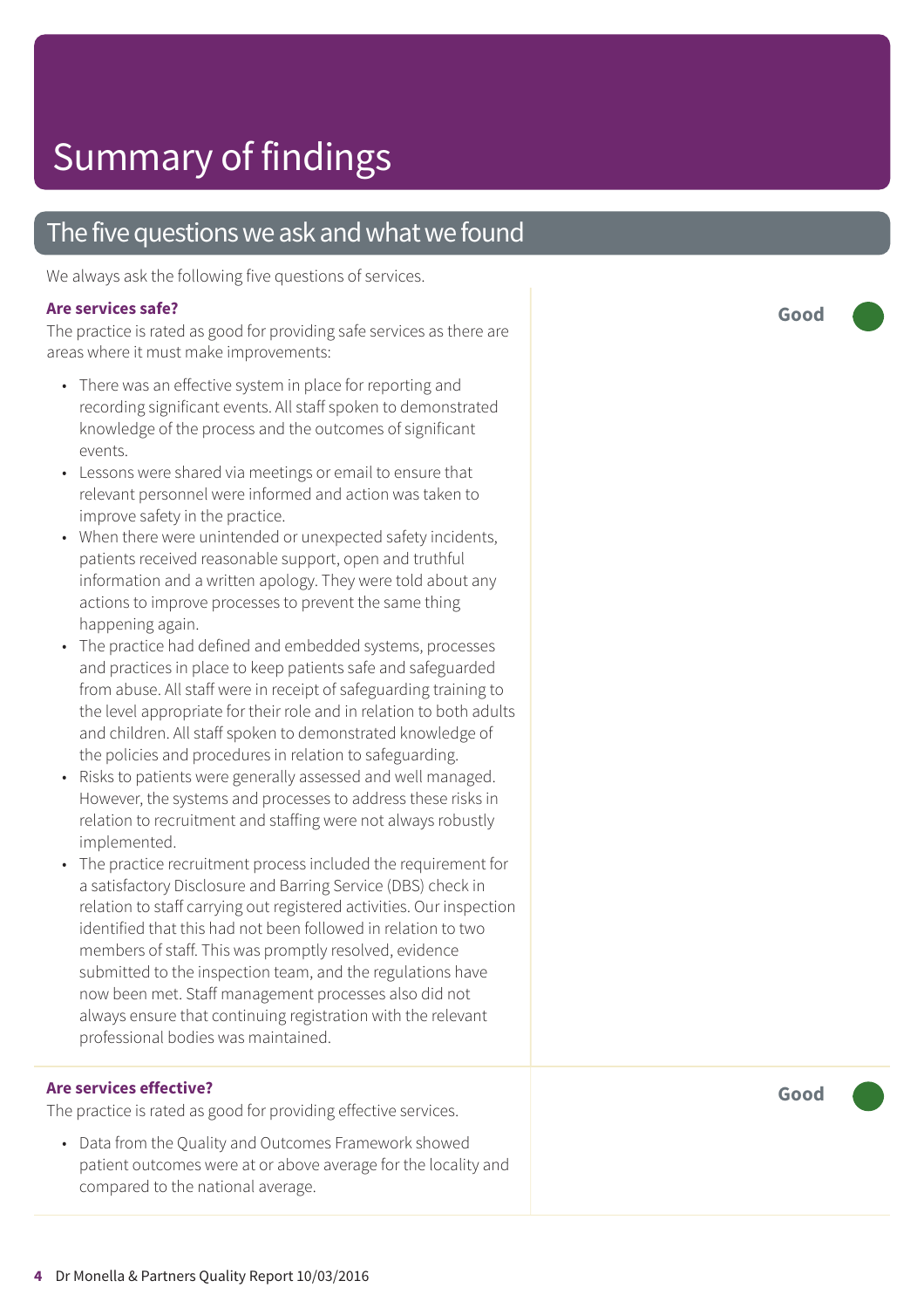# Summary of findings

## The five questions we ask and what we found

We always ask the following five questions of services.

### Are services safe?

**Good**

The practice is rated as good for providing safe services as there are areas where it must make improvements:

- There was an effective system in place for reporting and recording significant events. All staff spoken to demonstrated knowledge of the process and the outcomes of significant events.
- Lessons were shared via meetings or email to ensure that relevant personnel were informed and action was taken to improve safety in the practice.
- When there were unintended or unexpected safety incidents, patients received reasonable support, open and truthful information and a written apology. They were told about any actions to improve processes to prevent the same thing happening again.
- The practice had defined and embedded systems, processes and practices in place to keep patients safe and safeguarded from abuse. All staff were in receipt of safeguarding training to the level appropriate for their role and in relation to both adults and children. All staff spoken to demonstrated knowledge of the policies and procedures in relation to safeguarding.
- Risks to patients were generally assessed and well managed. However, the systems and processes to address these risks in relation to recruitment and staffing were not always robustly implemented.
- The practice recruitment process included the requirement for a satisfactory Disclosure and Barring Service (DBS) check in relation to staff carrying out registered activities. Our inspection identified that this had not been followed in relation to two members of staff. This was promptly resolved, evidence submitted to the inspection team, and the regulations have now been met. Staff management processes also did not always ensure that continuing registration with the relevant professional bodies was maintained.

### Are services effective?

**Good**

The practice is rated as good for providing effective services.

- Data from the Quality and Outcomes Framework showed patient outcomes were at or above average for the locality and compared to the national average.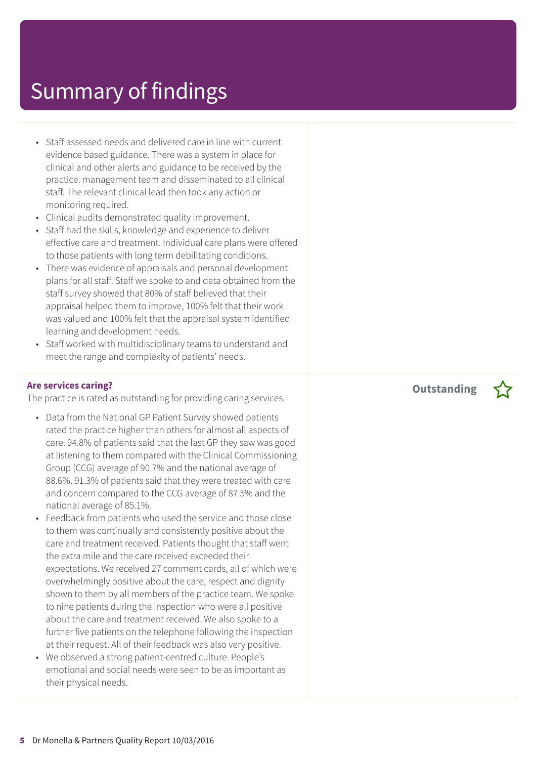# Summary of findings

- Staff assessed needs and delivered care in line with current evidence based guidance. There was a system in place for clinical and other alerts and guidance to be received by the practice. management team and disseminated to all clinical staff. The relevant clinical lead then took any action or monitoring required.
- Clinical audits demonstrated quality improvement.
- Staff had the skills, knowledge and experience to deliver effective care and treatment. Individual care plans were offered to those patients with long term debilitating conditions.
- There was evidence of appraisals and personal development plans for all staff. Staff we spoke to and data obtained from the staff survey showed that 80% of staff believed that their appraisal helped them to improve, 100% felt that their work was valued and 100% felt that the appraisal system identified learning and development needs.
- Staff worked with multidisciplinary teams to understand and meet the range and complexity of patients' needs.

**Are services caring?** **Outstanding** ☆

The practice is rated as outstanding for providing caring services.

- Data from the National GP Patient Survey showed patients rated the practice higher than others for almost all aspects of care. 94.8% of patients said that the last GP they saw was good at listening to them compared with the Clinical Commissioning Group (CCG) average of 90.7% and the national average of 88.6%. 91.3% of patients said that they were treated with care and concern compared to the CCG average of 87.5% and the national average of 85.1%.
- Feedback from patients who used the service and those close to them was continually and consistently positive about the care and treatment received. Patients thought that staff went the extra mile and the care received exceeded their expectations. We received 27 comment cards, all of which were overwhelmingly positive about the care, respect and dignity shown to them by all members of the practice team. We spoke to nine patients during the inspection who were all positive about the care and treatment received. We also spoke to a further five patients on the telephone following the inspection at their request. All of their feedback was also very positive.
- We observed a strong patient-centred culture. People's emotional and social needs were seen to be as important as their physical needs.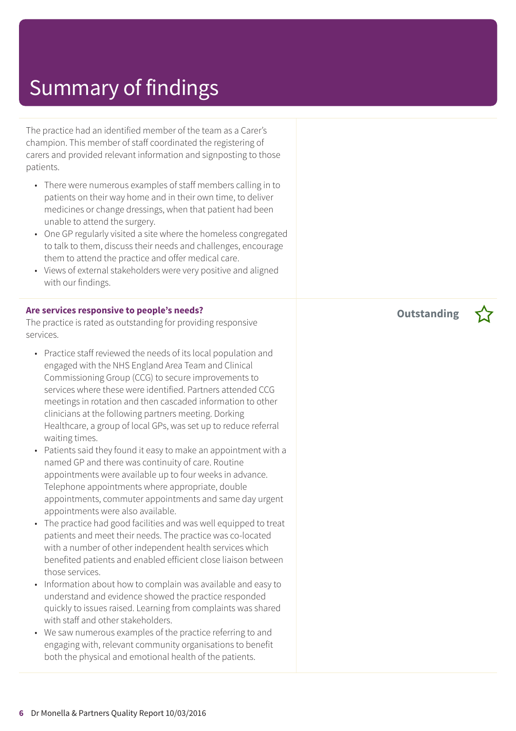# Summary of findings

The practice had an identified member of the team as a Carer's champion. This member of staff coordinated the registering of carers and provided relevant information and signposting to those patients.

- There were numerous examples of staff members calling in to patients on their way home and in their own time, to deliver medicines or change dressings, when that patient had been unable to attend the surgery.
- One GP regularly visited a site where the homeless congregated to talk to them, discuss their needs and challenges, encourage them to attend the practice and offer medical care.
- Views of external stakeholders were very positive and aligned with our findings.

**Are services responsive to people's needs?** **Outstanding**

The practice is rated as outstanding for providing responsive services.

- Practice staff reviewed the needs of its local population and engaged with the NHS England Area Team and Clinical Commissioning Group (CCG) to secure improvements to services where these were identified. Partners attended CCG meetings in rotation and then cascaded information to other clinicians at the following partners meeting. Dorking Healthcare, a group of local GPs, was set up to reduce referral waiting times.
- Patients said they found it easy to make an appointment with a named GP and there was continuity of care. Routine appointments were available up to four weeks in advance. Telephone appointments where appropriate, double appointments, commuter appointments and same day urgent appointments were also available.
- The practice had good facilities and was well equipped to treat patients and meet their needs. The practice was co-located with a number of other independent health services which benefited patients and enabled efficient close liaison between those services.
- Information about how to complain was available and easy to understand and evidence showed the practice responded quickly to issues raised. Learning from complaints was shared with staff and other stakeholders.
- We saw numerous examples of the practice referring to and engaging with, relevant community organisations to benefit both the physical and emotional health of the patients.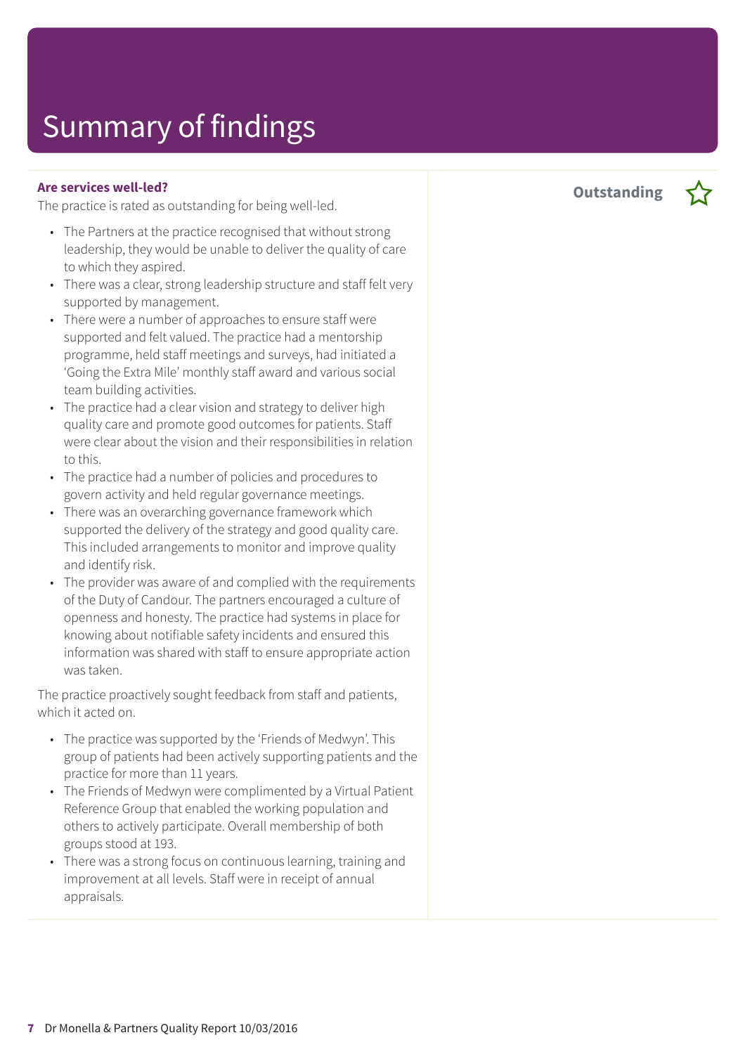# Summary of findings

**Are services well-led?**

**Outstanding** ☆

The practice is rated as outstanding for being well-led.

- The Partners at the practice recognised that without strong leadership, they would be unable to deliver the quality of care to which they aspired.
- There was a clear, strong leadership structure and staff felt very supported by management.
- There were a number of approaches to ensure staff were supported and felt valued. The practice had a mentorship programme, held staff meetings and surveys, had initiated a 'Going the Extra Mile' monthly staff award and various social team building activities.
- The practice had a clear vision and strategy to deliver high quality care and promote good outcomes for patients. Staff were clear about the vision and their responsibilities in relation to this.
- The practice had a number of policies and procedures to govern activity and held regular governance meetings.
- There was an overarching governance framework which supported the delivery of the strategy and good quality care. This included arrangements to monitor and improve quality and identify risk.
- The provider was aware of and complied with the requirements of the Duty of Candour. The partners encouraged a culture of openness and honesty. The practice had systems in place for knowing about notifiable safety incidents and ensured this information was shared with staff to ensure appropriate action was taken.

The practice proactively sought feedback from staff and patients, which it acted on.

- The practice was supported by the 'Friends of Medwyn'. This group of patients had been actively supporting patients and the practice for more than 11 years.
- The Friends of Medwyn were complimented by a Virtual Patient Reference Group that enabled the working population and others to actively participate. Overall membership of both groups stood at 193.
- There was a strong focus on continuous learning, training and improvement at all levels. Staff were in receipt of annual appraisals.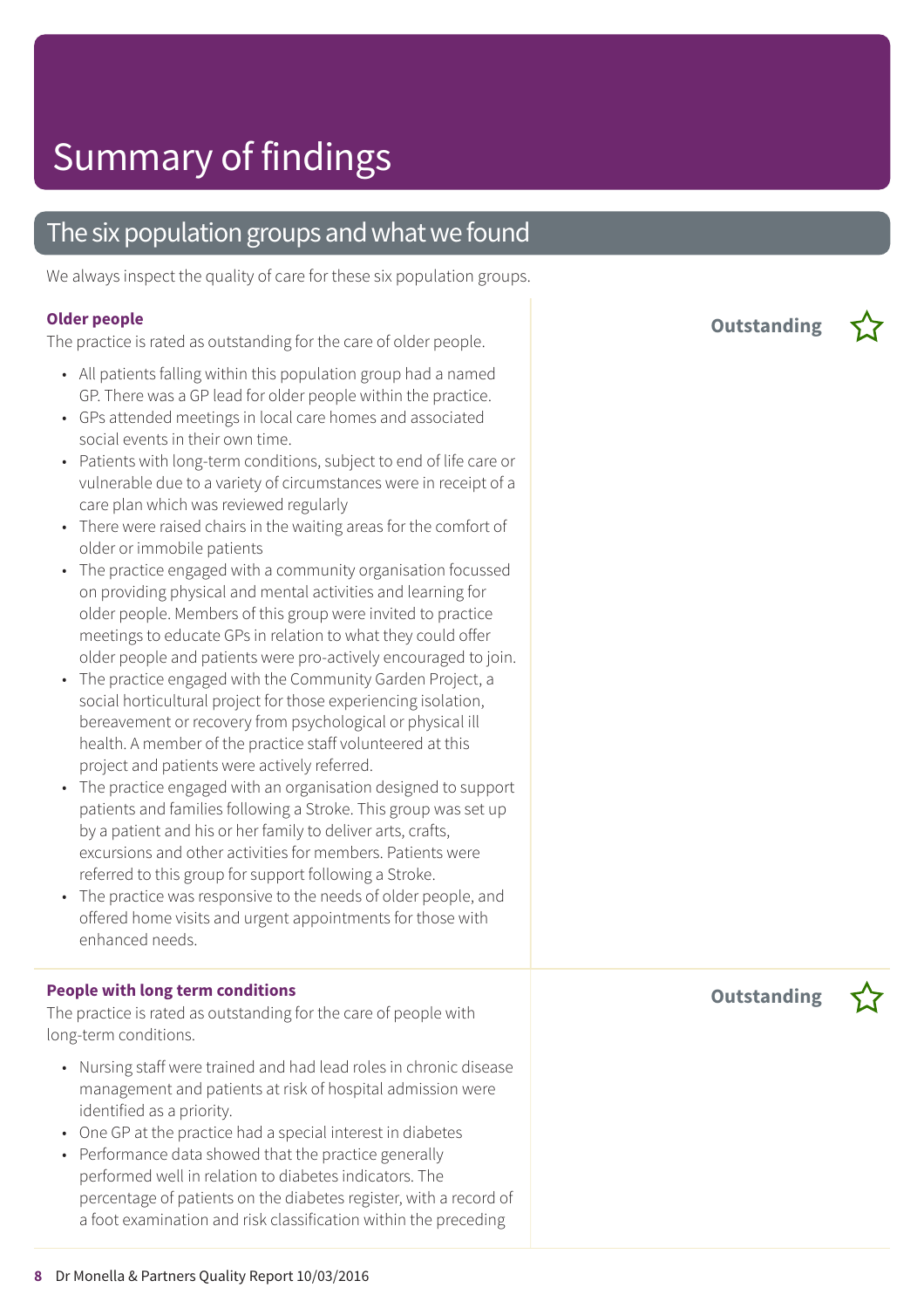# Summary of findings

## The six population groups and what we found

We always inspect the quality of care for these six population groups.

### Older people

**Outstanding**

The practice is rated as outstanding for the care of older people.

- All patients falling within this population group had a named GP. There was a GP lead for older people within the practice.
- GPs attended meetings in local care homes and associated social events in their own time.
- Patients with long-term conditions, subject to end of life care or vulnerable due to a variety of circumstances were in receipt of a care plan which was reviewed regularly
- There were raised chairs in the waiting areas for the comfort of older or immobile patients
- The practice engaged with a community organisation focussed on providing physical and mental activities and learning for older people. Members of this group were invited to practice meetings to educate GPs in relation to what they could offer older people and patients were pro-actively encouraged to join.
- The practice engaged with the Community Garden Project, a social horticultural project for those experiencing isolation, bereavement or recovery from psychological or physical ill health. A member of the practice staff volunteered at this project and patients were actively referred.
- The practice engaged with an organisation designed to support patients and families following a Stroke. This group was set up by a patient and his or her family to deliver arts, crafts, excursions and other activities for members. Patients were referred to this group for support following a Stroke.
- The practice was responsive to the needs of older people, and offered home visits and urgent appointments for those with enhanced needs.

### People with long term conditions

**Outstanding**

The practice is rated as outstanding for the care of people with long-term conditions.

- Nursing staff were trained and had lead roles in chronic disease management and patients at risk of hospital admission were identified as a priority.
- One GP at the practice had a special interest in diabetes
- Performance data showed that the practice generally performed well in relation to diabetes indicators. The percentage of patients on the diabetes register, with a record of a foot examination and risk classification within the preceding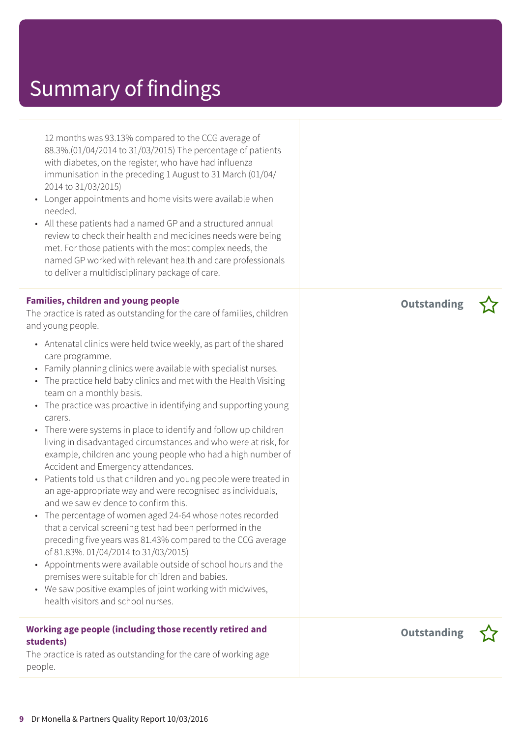# Summary of findings

12 months was 93.13% compared to the CCG average of 88.3%.(01/04/2014 to 31/03/2015) The percentage of patients with diabetes, on the register, who have had influenza immunisation in the preceding 1 August to 31 March (01/04/2014 to 31/03/2015)

- Longer appointments and home visits were available when needed.
- All these patients had a named GP and a structured annual review to check their health and medicines needs were being met. For those patients with the most complex needs, the named GP worked with relevant health and care professionals to deliver a multidisciplinary package of care.

**Families, children and young people** — **Outstanding** ☆

The practice is rated as outstanding for the care of families, children and young people.

- Antenatal clinics were held twice weekly, as part of the shared care programme.
- Family planning clinics were available with specialist nurses.
- The practice held baby clinics and met with the Health Visiting team on a monthly basis.
- The practice was proactive in identifying and supporting young carers.
- There were systems in place to identify and follow up children living in disadvantaged circumstances and who were at risk, for example, children and young people who had a high number of Accident and Emergency attendances.
- Patients told us that children and young people were treated in an age-appropriate way and were recognised as individuals, and we saw evidence to confirm this.
- The percentage of women aged 24-64 whose notes recorded that a cervical screening test had been performed in the preceding five years was 81.43% compared to the CCG average of 81.83%. 01/04/2014 to 31/03/2015)
- Appointments were available outside of school hours and the premises were suitable for children and babies.
- We saw positive examples of joint working with midwives, health visitors and school nurses.

**Working age people (including those recently retired and students)** — **Outstanding** ☆

The practice is rated as outstanding for the care of working age people.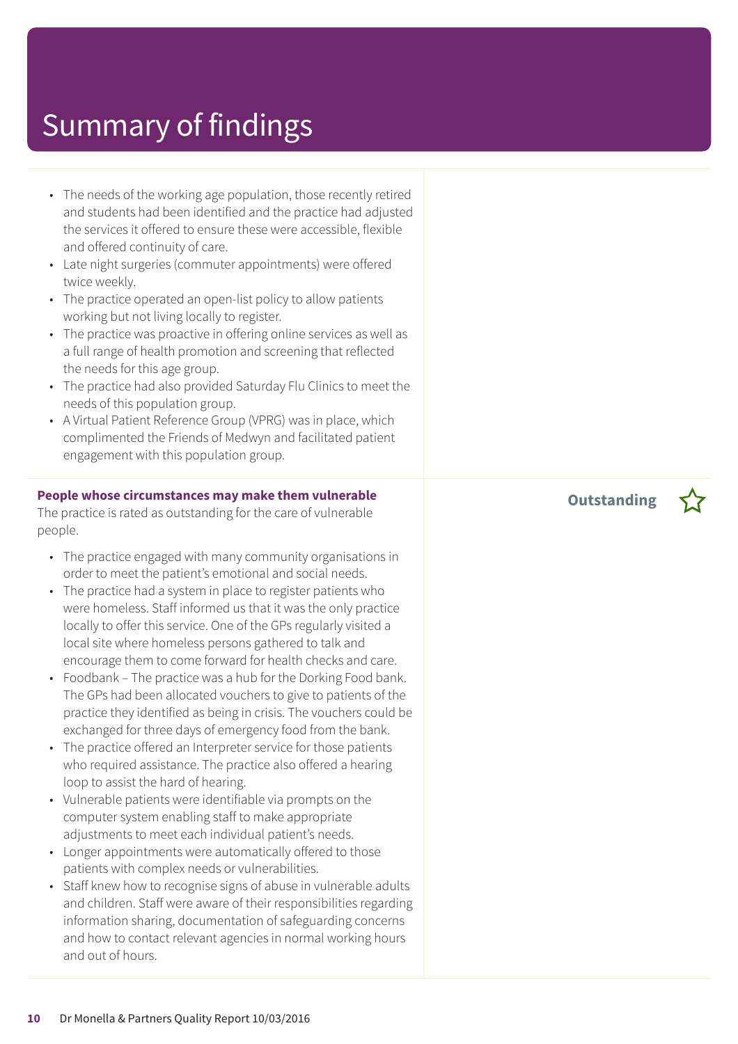# Summary of findings

- The needs of the working age population, those recently retired and students had been identified and the practice had adjusted the services it offered to ensure these were accessible, flexible and offered continuity of care.
- Late night surgeries (commuter appointments) were offered twice weekly.
- The practice operated an open-list policy to allow patients working but not living locally to register.
- The practice was proactive in offering online services as well as a full range of health promotion and screening that reflected the needs for this age group.
- The practice had also provided Saturday Flu Clinics to meet the needs of this population group.
- A Virtual Patient Reference Group (VPRG) was in place, which complimented the Friends of Medwyn and facilitated patient engagement with this population group.

**People whose circumstances may make them vulnerable** — **Outstanding** ☆

The practice is rated as outstanding for the care of vulnerable people.

- The practice engaged with many community organisations in order to meet the patient's emotional and social needs.
- The practice had a system in place to register patients who were homeless. Staff informed us that it was the only practice locally to offer this service. One of the GPs regularly visited a local site where homeless persons gathered to talk and encourage them to come forward for health checks and care.
- Foodbank – The practice was a hub for the Dorking Food bank. The GPs had been allocated vouchers to give to patients of the practice they identified as being in crisis. The vouchers could be exchanged for three days of emergency food from the bank.
- The practice offered an Interpreter service for those patients who required assistance. The practice also offered a hearing loop to assist the hard of hearing.
- Vulnerable patients were identifiable via prompts on the computer system enabling staff to make appropriate adjustments to meet each individual patient's needs.
- Longer appointments were automatically offered to those patients with complex needs or vulnerabilities.
- Staff knew how to recognise signs of abuse in vulnerable adults and children. Staff were aware of their responsibilities regarding information sharing, documentation of safeguarding concerns and how to contact relevant agencies in normal working hours and out of hours.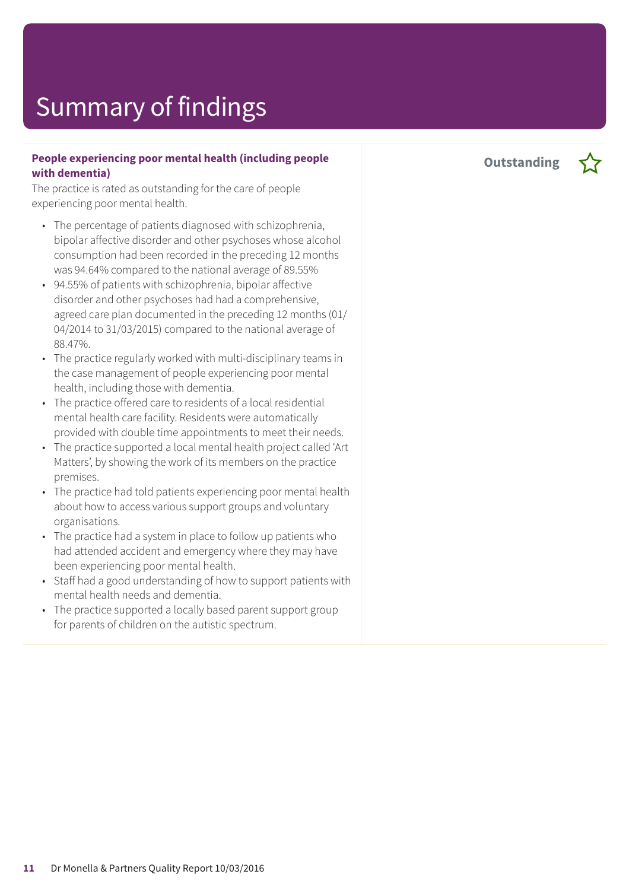# Summary of findings

**People experiencing poor mental health (including people with dementia)**

**Outstanding** ☆

The practice is rated as outstanding for the care of people experiencing poor mental health.

- The percentage of patients diagnosed with schizophrenia, bipolar affective disorder and other psychoses whose alcohol consumption had been recorded in the preceding 12 months was 94.64% compared to the national average of 89.55%
- 94.55% of patients with schizophrenia, bipolar affective disorder and other psychoses had had a comprehensive, agreed care plan documented in the preceding 12 months (01/04/2014 to 31/03/2015) compared to the national average of 88.47%.
- The practice regularly worked with multi-disciplinary teams in the case management of people experiencing poor mental health, including those with dementia.
- The practice offered care to residents of a local residential mental health care facility. Residents were automatically provided with double time appointments to meet their needs.
- The practice supported a local mental health project called 'Art Matters', by showing the work of its members on the practice premises.
- The practice had told patients experiencing poor mental health about how to access various support groups and voluntary organisations.
- The practice had a system in place to follow up patients who had attended accident and emergency where they may have been experiencing poor mental health.
- Staff had a good understanding of how to support patients with mental health needs and dementia.
- The practice supported a locally based parent support group for parents of children on the autistic spectrum.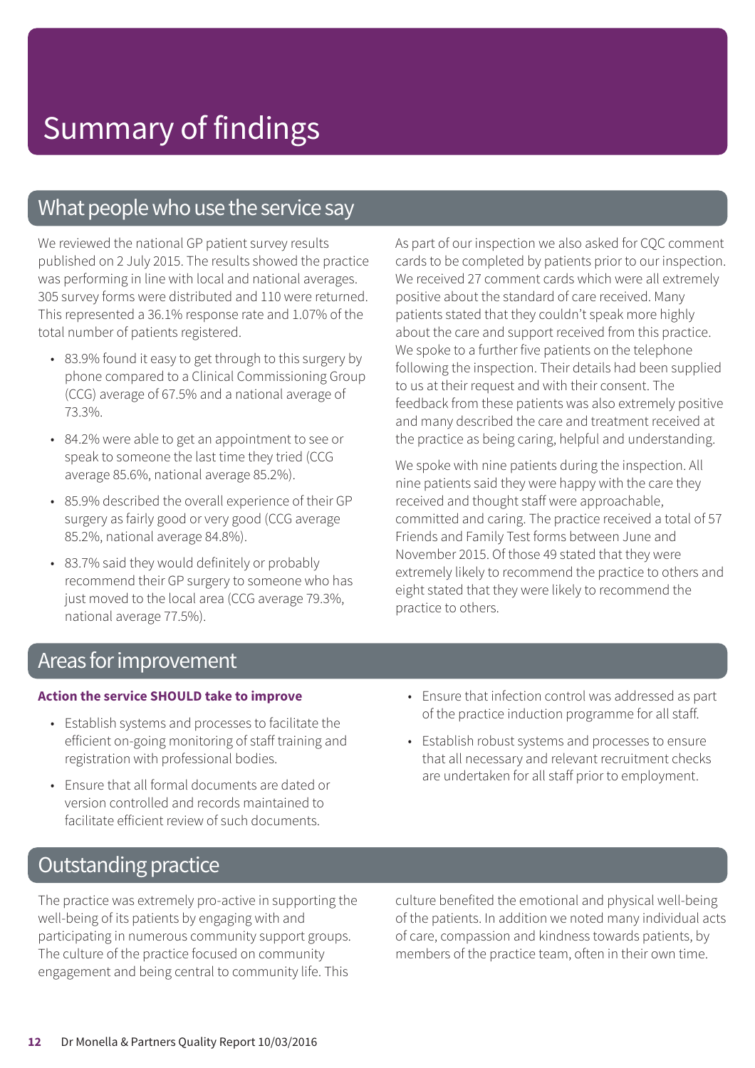# Summary of findings

## What people who use the service say

We reviewed the national GP patient survey results published on 2 July 2015. The results showed the practice was performing in line with local and national averages. 305 survey forms were distributed and 110 were returned. This represented a 36.1% response rate and 1.07% of the total number of patients registered.

- 83.9% found it easy to get through to this surgery by phone compared to a Clinical Commissioning Group (CCG) average of 67.5% and a national average of 73.3%.
- 84.2% were able to get an appointment to see or speak to someone the last time they tried (CCG average 85.6%, national average 85.2%).
- 85.9% described the overall experience of their GP surgery as fairly good or very good (CCG average 85.2%, national average 84.8%).
- 83.7% said they would definitely or probably recommend their GP surgery to someone who has just moved to the local area (CCG average 79.3%, national average 77.5%).

As part of our inspection we also asked for CQC comment cards to be completed by patients prior to our inspection. We received 27 comment cards which were all extremely positive about the standard of care received. Many patients stated that they couldn't speak more highly about the care and support received from this practice. We spoke to a further five patients on the telephone following the inspection. Their details had been supplied to us at their request and with their consent. The feedback from these patients was also extremely positive and many described the care and treatment received at the practice as being caring, helpful and understanding.

We spoke with nine patients during the inspection. All nine patients said they were happy with the care they received and thought staff were approachable, committed and caring. The practice received a total of 57 Friends and Family Test forms between June and November 2015. Of those 49 stated that they were extremely likely to recommend the practice to others and eight stated that they were likely to recommend the practice to others.

## Areas for improvement

**Action the service SHOULD take to improve**

- Establish systems and processes to facilitate the efficient on-going monitoring of staff training and registration with professional bodies.
- Ensure that all formal documents are dated or version controlled and records maintained to facilitate efficient review of such documents.
- Ensure that infection control was addressed as part of the practice induction programme for all staff.
- Establish robust systems and processes to ensure that all necessary and relevant recruitment checks are undertaken for all staff prior to employment.

## Outstanding practice

The practice was extremely pro-active in supporting the well-being of its patients by engaging with and participating in numerous community support groups. The culture of the practice focused on community engagement and being central to community life. This culture benefited the emotional and physical well-being of the patients. In addition we noted many individual acts of care, compassion and kindness towards patients, by members of the practice team, often in their own time.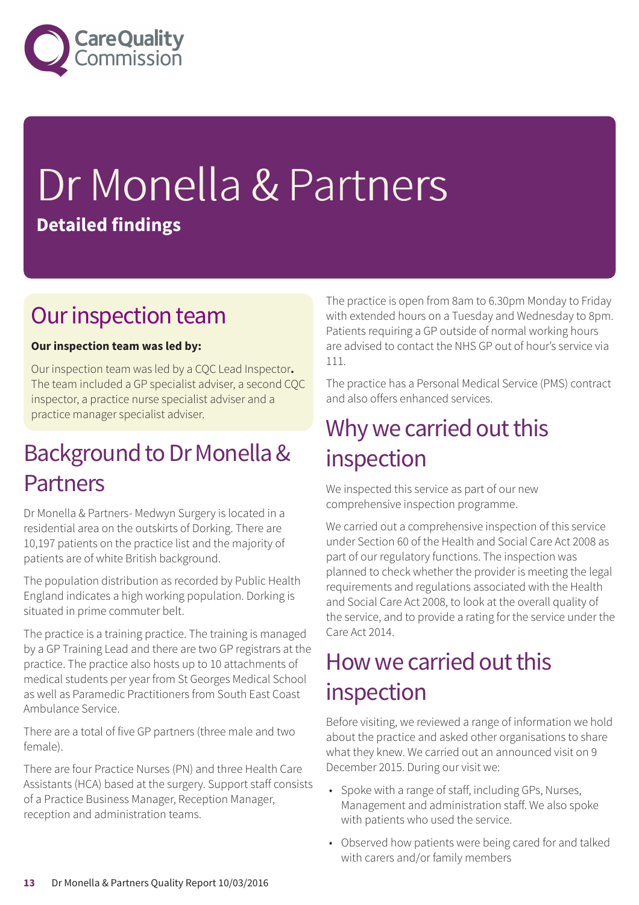# Dr Monella & Partners

**Detailed findings**

## Our inspection team

**Our inspection team was led by:**

Our inspection team was led by a CQC Lead Inspector**.** The team included a GP specialist adviser, a second CQC inspector, a practice nurse specialist adviser and a practice manager specialist adviser.

## Background to Dr Monella & Partners

Dr Monella & Partners- Medwyn Surgery is located in a residential area on the outskirts of Dorking. There are 10,197 patients on the practice list and the majority of patients are of white British background.

The population distribution as recorded by Public Health England indicates a high working population. Dorking is situated in prime commuter belt.

The practice is a training practice. The training is managed by a GP Training Lead and there are two GP registrars at the practice. The practice also hosts up to 10 attachments of medical students per year from St Georges Medical School as well as Paramedic Practitioners from South East Coast Ambulance Service.

There are a total of five GP partners (three male and two female).

There are four Practice Nurses (PN) and three Health Care Assistants (HCA) based at the surgery. Support staff consists of a Practice Business Manager, Reception Manager, reception and administration teams.

The practice is open from 8am to 6.30pm Monday to Friday with extended hours on a Tuesday and Wednesday to 8pm. Patients requiring a GP outside of normal working hours are advised to contact the NHS GP out of hour's service via 111.

The practice has a Personal Medical Service (PMS) contract and also offers enhanced services.

## Why we carried out this inspection

We inspected this service as part of our new comprehensive inspection programme.

We carried out a comprehensive inspection of this service under Section 60 of the Health and Social Care Act 2008 as part of our regulatory functions. The inspection was planned to check whether the provider is meeting the legal requirements and regulations associated with the Health and Social Care Act 2008, to look at the overall quality of the service, and to provide a rating for the service under the Care Act 2014.

## How we carried out this inspection

Before visiting, we reviewed a range of information we hold about the practice and asked other organisations to share what they knew. We carried out an announced visit on 9 December 2015. During our visit we:

- Spoke with a range of staff, including GPs, Nurses, Management and administration staff. We also spoke with patients who used the service.
- Observed how patients were being cared for and talked with carers and/or family members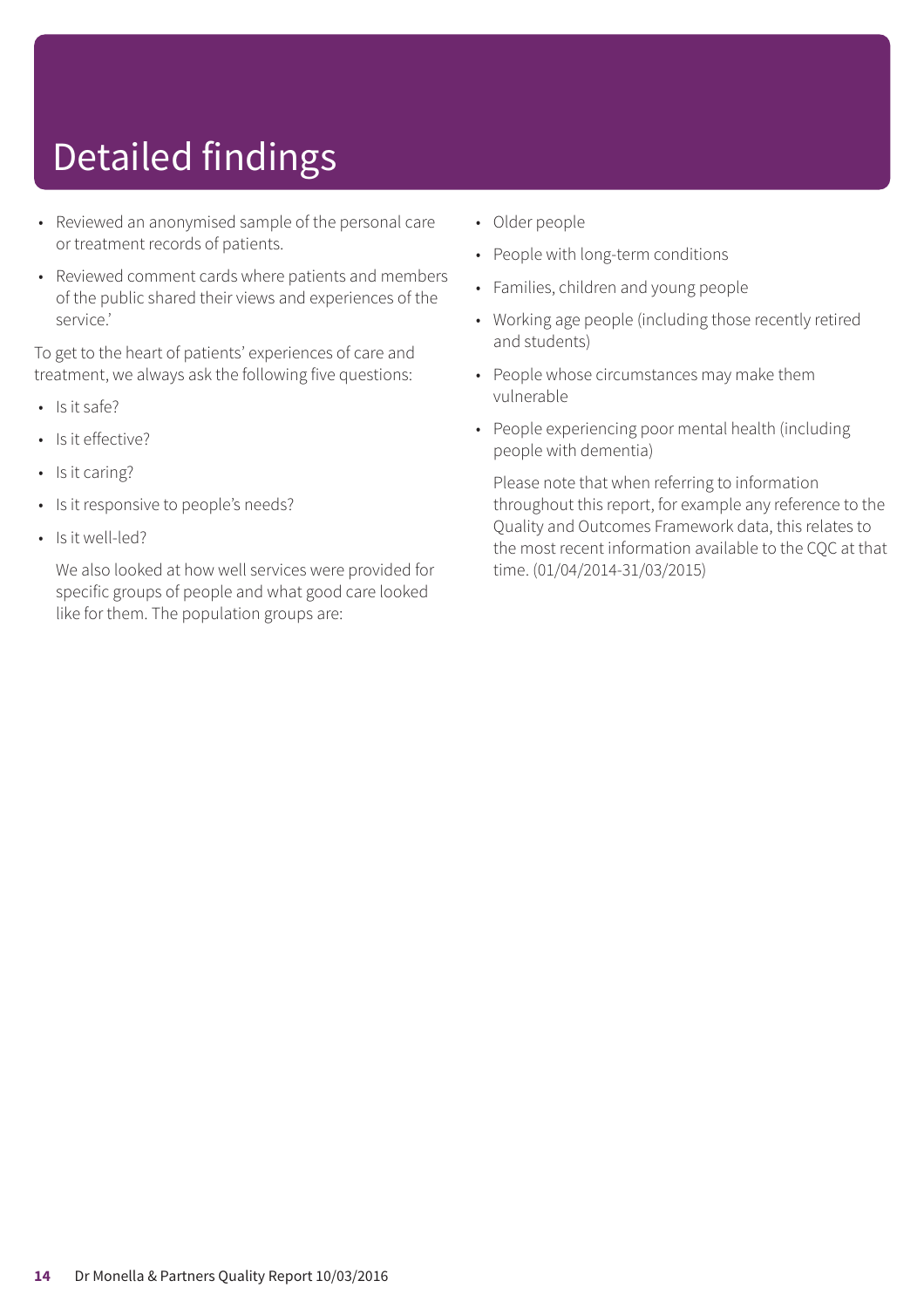# Detailed findings

- Reviewed an anonymised sample of the personal care or treatment records of patients.
- Reviewed comment cards where patients and members of the public shared their views and experiences of the service.'

To get to the heart of patients' experiences of care and treatment, we always ask the following five questions:

- Is it safe?
- Is it effective?
- Is it caring?
- Is it responsive to people's needs?
- Is it well-led?

  We also looked at how well services were provided for specific groups of people and what good care looked like for them. The population groups are:

- Older people
- People with long-term conditions
- Families, children and young people
- Working age people (including those recently retired and students)
- People whose circumstances may make them vulnerable
- People experiencing poor mental health (including people with dementia)

  Please note that when referring to information throughout this report, for example any reference to the Quality and Outcomes Framework data, this relates to the most recent information available to the CQC at that time. (01/04/2014-31/03/2015)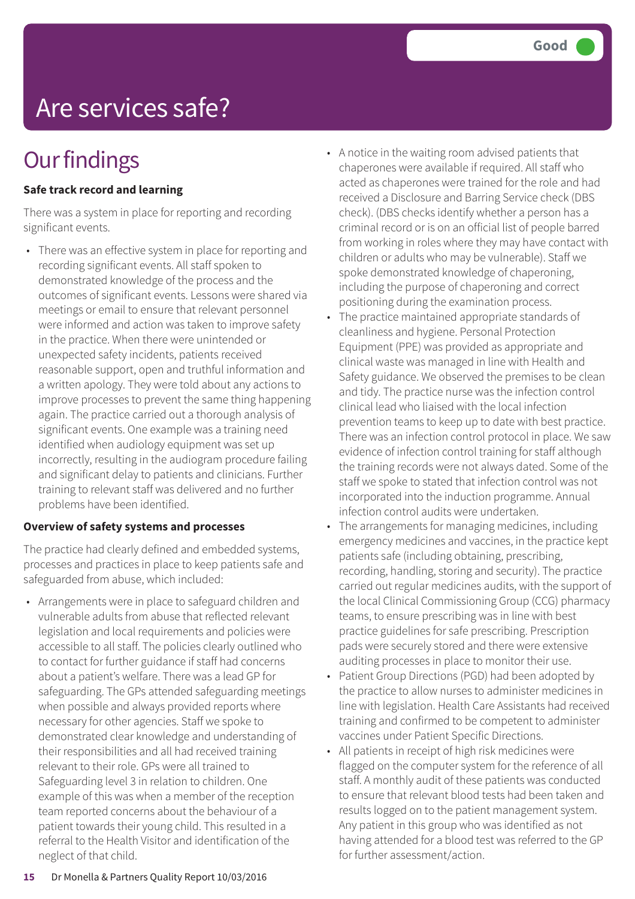# Are services safe?

**Good**

## Our findings

**Safe track record and learning**

There was a system in place for reporting and recording significant events.

- There was an effective system in place for reporting and recording significant events. All staff spoken to demonstrated knowledge of the process and the outcomes of significant events. Lessons were shared via meetings or email to ensure that relevant personnel were informed and action was taken to improve safety in the practice. When there were unintended or unexpected safety incidents, patients received reasonable support, open and truthful information and a written apology. They were told about any actions to improve processes to prevent the same thing happening again. The practice carried out a thorough analysis of significant events. One example was a training need identified when audiology equipment was set up incorrectly, resulting in the audiogram procedure failing and significant delay to patients and clinicians. Further training to relevant staff was delivered and no further problems have been identified.

**Overview of safety systems and processes**

The practice had clearly defined and embedded systems, processes and practices in place to keep patients safe and safeguarded from abuse, which included:

- Arrangements were in place to safeguard children and vulnerable adults from abuse that reflected relevant legislation and local requirements and policies were accessible to all staff. The policies clearly outlined who to contact for further guidance if staff had concerns about a patient's welfare. There was a lead GP for safeguarding. The GPs attended safeguarding meetings when possible and always provided reports where necessary for other agencies. Staff we spoke to demonstrated clear knowledge and understanding of their responsibilities and all had received training relevant to their role. GPs were all trained to Safeguarding level 3 in relation to children. One example of this was when a member of the reception team reported concerns about the behaviour of a patient towards their young child. This resulted in a referral to the Health Visitor and identification of the neglect of that child.
- A notice in the waiting room advised patients that chaperones were available if required. All staff who acted as chaperones were trained for the role and had received a Disclosure and Barring Service check (DBS check). (DBS checks identify whether a person has a criminal record or is on an official list of people barred from working in roles where they may have contact with children or adults who may be vulnerable). Staff we spoke demonstrated knowledge of chaperoning, including the purpose of chaperoning and correct positioning during the examination process.
- The practice maintained appropriate standards of cleanliness and hygiene. Personal Protection Equipment (PPE) was provided as appropriate and clinical waste was managed in line with Health and Safety guidance. We observed the premises to be clean and tidy. The practice nurse was the infection control clinical lead who liaised with the local infection prevention teams to keep up to date with best practice. There was an infection control protocol in place. We saw evidence of infection control training for staff although the training records were not always dated. Some of the staff we spoke to stated that infection control was not incorporated into the induction programme. Annual infection control audits were undertaken.
- The arrangements for managing medicines, including emergency medicines and vaccines, in the practice kept patients safe (including obtaining, prescribing, recording, handling, storing and security). The practice carried out regular medicines audits, with the support of the local Clinical Commissioning Group (CCG) pharmacy teams, to ensure prescribing was in line with best practice guidelines for safe prescribing. Prescription pads were securely stored and there were extensive auditing processes in place to monitor their use.
- Patient Group Directions (PGD) had been adopted by the practice to allow nurses to administer medicines in line with legislation. Health Care Assistants had received training and confirmed to be competent to administer vaccines under Patient Specific Directions.
- All patients in receipt of high risk medicines were flagged on the computer system for the reference of all staff. A monthly audit of these patients was conducted to ensure that relevant blood tests had been taken and results logged on to the patient management system. Any patient in this group who was identified as not having attended for a blood test was referred to the GP for further assessment/action.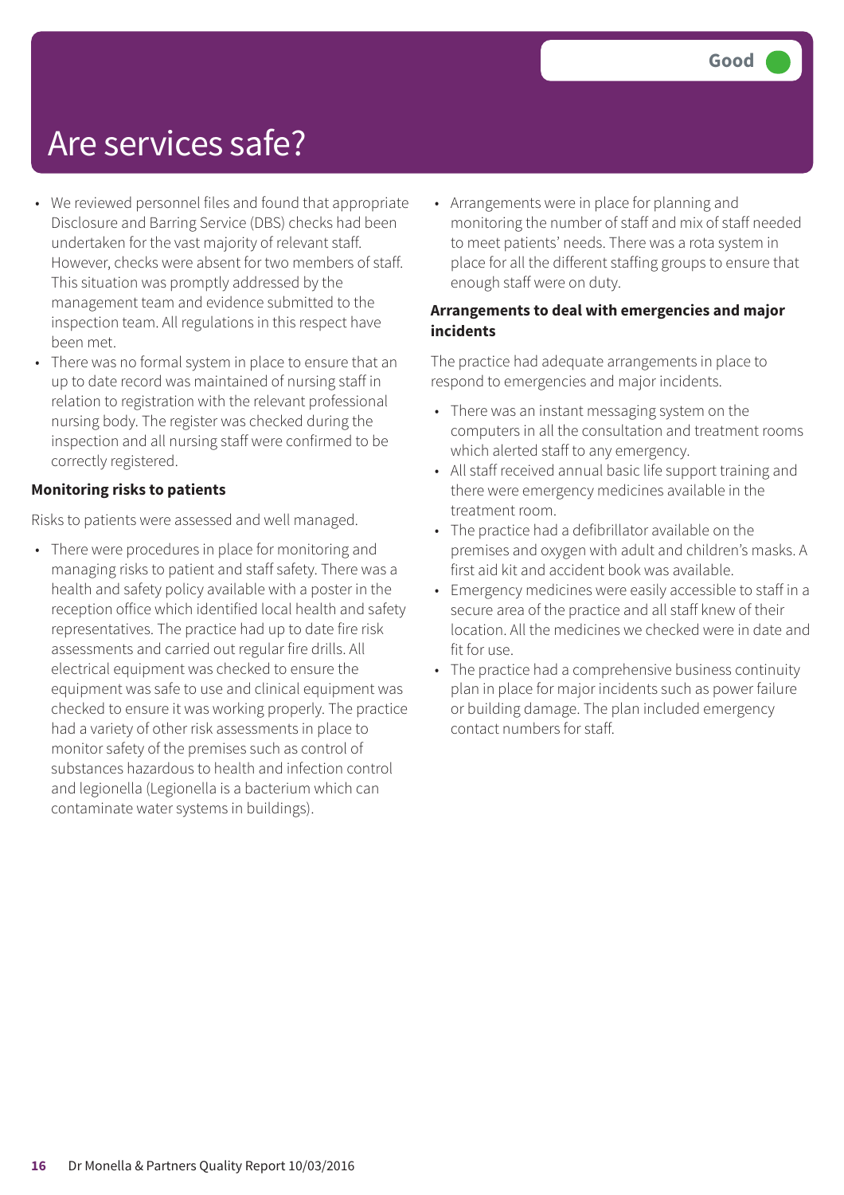# Are services safe?

Good

- We reviewed personnel files and found that appropriate Disclosure and Barring Service (DBS) checks had been undertaken for the vast majority of relevant staff. However, checks were absent for two members of staff. This situation was promptly addressed by the management team and evidence submitted to the inspection team. All regulations in this respect have been met.
- There was no formal system in place to ensure that an up to date record was maintained of nursing staff in relation to registration with the relevant professional nursing body. The register was checked during the inspection and all nursing staff were confirmed to be correctly registered.

**Monitoring risks to patients**

Risks to patients were assessed and well managed.

- There were procedures in place for monitoring and managing risks to patient and staff safety. There was a health and safety policy available with a poster in the reception office which identified local health and safety representatives. The practice had up to date fire risk assessments and carried out regular fire drills. All electrical equipment was checked to ensure the equipment was safe to use and clinical equipment was checked to ensure it was working properly. The practice had a variety of other risk assessments in place to monitor safety of the premises such as control of substances hazardous to health and infection control and legionella (Legionella is a bacterium which can contaminate water systems in buildings).
- Arrangements were in place for planning and monitoring the number of staff and mix of staff needed to meet patients' needs. There was a rota system in place for all the different staffing groups to ensure that enough staff were on duty.

**Arrangements to deal with emergencies and major incidents**

The practice had adequate arrangements in place to respond to emergencies and major incidents.

- There was an instant messaging system on the computers in all the consultation and treatment rooms which alerted staff to any emergency.
- All staff received annual basic life support training and there were emergency medicines available in the treatment room.
- The practice had a defibrillator available on the premises and oxygen with adult and children's masks. A first aid kit and accident book was available.
- Emergency medicines were easily accessible to staff in a secure area of the practice and all staff knew of their location. All the medicines we checked were in date and fit for use.
- The practice had a comprehensive business continuity plan in place for major incidents such as power failure or building damage. The plan included emergency contact numbers for staff.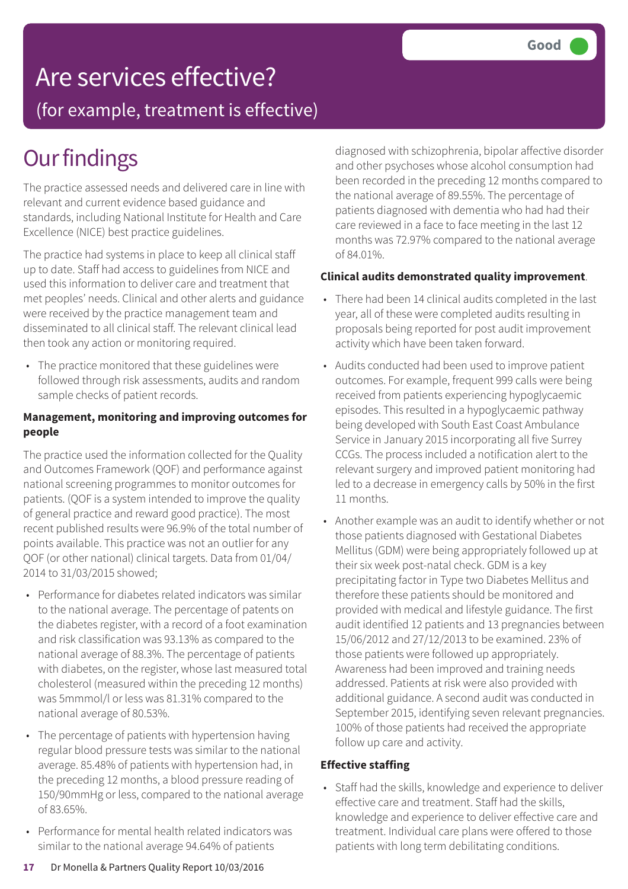# Are services effective?

## (for example, treatment is effective)

Good

# Our findings

The practice assessed needs and delivered care in line with relevant and current evidence based guidance and standards, including National Institute for Health and Care Excellence (NICE) best practice guidelines.

The practice had systems in place to keep all clinical staff up to date. Staff had access to guidelines from NICE and used this information to deliver care and treatment that met peoples' needs. Clinical and other alerts and guidance were received by the practice management team and disseminated to all clinical staff. The relevant clinical lead then took any action or monitoring required.

- The practice monitored that these guidelines were followed through risk assessments, audits and random sample checks of patient records.

**Management, monitoring and improving outcomes for people**

The practice used the information collected for the Quality and Outcomes Framework (QOF) and performance against national screening programmes to monitor outcomes for patients. (QOF is a system intended to improve the quality of general practice and reward good practice). The most recent published results were 96.9% of the total number of points available. This practice was not an outlier for any QOF (or other national) clinical targets. Data from 01/04/2014 to 31/03/2015 showed;

- Performance for diabetes related indicators was similar to the national average. The percentage of patents on the diabetes register, with a record of a foot examination and risk classification was 93.13% as compared to the national average of 88.3%. The percentage of patients with diabetes, on the register, whose last measured total cholesterol (measured within the preceding 12 months) was 5mmmol/l or less was 81.31% compared to the national average of 80.53%.
- The percentage of patients with hypertension having regular blood pressure tests was similar to the national average. 85.48% of patients with hypertension had, in the preceding 12 months, a blood pressure reading of 150/90mmHg or less, compared to the national average of 83.65%.
- Performance for mental health related indicators was similar to the national average 94.64% of patients diagnosed with schizophrenia, bipolar affective disorder and other psychoses whose alcohol consumption had been recorded in the preceding 12 months compared to the national average of 89.55%. The percentage of patients diagnosed with dementia who had had their care reviewed in a face to face meeting in the last 12 months was 72.97% compared to the national average of 84.01%.

**Clinical audits demonstrated quality improvement**.

- There had been 14 clinical audits completed in the last year, all of these were completed audits resulting in proposals being reported for post audit improvement activity which have been taken forward.
- Audits conducted had been used to improve patient outcomes. For example, frequent 999 calls were being received from patients experiencing hypoglycaemic episodes. This resulted in a hypoglycaemic pathway being developed with South East Coast Ambulance Service in January 2015 incorporating all five Surrey CCGs. The process included a notification alert to the relevant surgery and improved patient monitoring had led to a decrease in emergency calls by 50% in the first 11 months.
- Another example was an audit to identify whether or not those patients diagnosed with Gestational Diabetes Mellitus (GDM) were being appropriately followed up at their six week post-natal check. GDM is a key precipitating factor in Type two Diabetes Mellitus and therefore these patients should be monitored and provided with medical and lifestyle guidance. The first audit identified 12 patients and 13 pregnancies between 15/06/2012 and 27/12/2013 to be examined. 23% of those patients were followed up appropriately. Awareness had been improved and training needs addressed. Patients at risk were also provided with additional guidance. A second audit was conducted in September 2015, identifying seven relevant pregnancies. 100% of those patients had received the appropriate follow up care and activity.

**Effective staffing**

- Staff had the skills, knowledge and experience to deliver effective care and treatment. Staff had the skills, knowledge and experience to deliver effective care and treatment. Individual care plans were offered to those patients with long term debilitating conditions.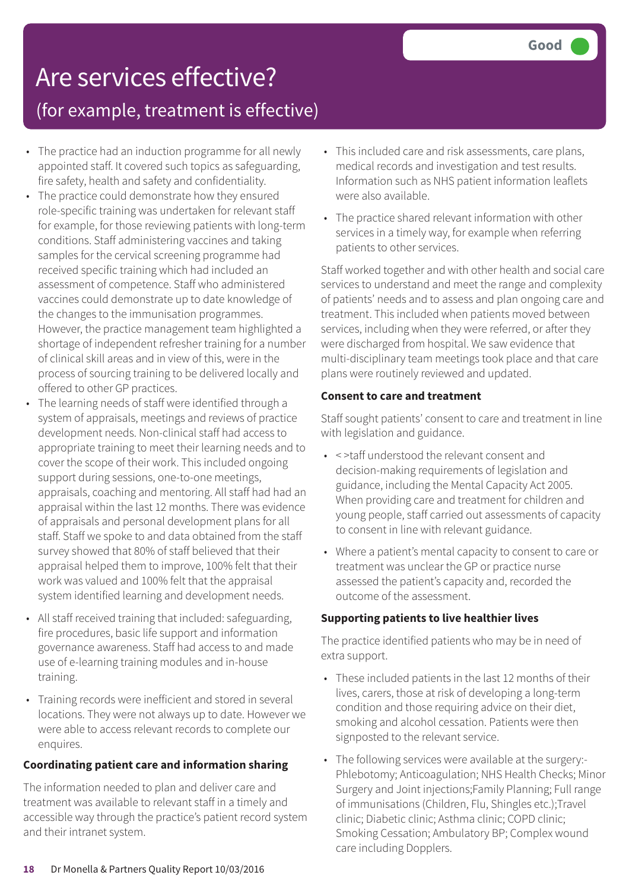# Are services effective?

## (for example, treatment is effective)

Good

- The practice had an induction programme for all newly appointed staff. It covered such topics as safeguarding, fire safety, health and safety and confidentiality.
- The practice could demonstrate how they ensured role-specific training was undertaken for relevant staff for example, for those reviewing patients with long-term conditions. Staff administering vaccines and taking samples for the cervical screening programme had received specific training which had included an assessment of competence. Staff who administered vaccines could demonstrate up to date knowledge of the changes to the immunisation programmes. However, the practice management team highlighted a shortage of independent refresher training for a number of clinical skill areas and in view of this, were in the process of sourcing training to be delivered locally and offered to other GP practices.
- The learning needs of staff were identified through a system of appraisals, meetings and reviews of practice development needs. Non-clinical staff had access to appropriate training to meet their learning needs and to cover the scope of their work. This included ongoing support during sessions, one-to-one meetings, appraisals, coaching and mentoring. All staff had had an appraisal within the last 12 months. There was evidence of appraisals and personal development plans for all staff. Staff we spoke to and data obtained from the staff survey showed that 80% of staff believed that their appraisal helped them to improve, 100% felt that their work was valued and 100% felt that the appraisal system identified learning and development needs.
- All staff received training that included: safeguarding, fire procedures, basic life support and information governance awareness. Staff had access to and made use of e-learning training modules and in-house training.
- Training records were inefficient and stored in several locations. They were not always up to date. However we were able to access relevant records to complete our enquires.

**Coordinating patient care and information sharing**

The information needed to plan and deliver care and treatment was available to relevant staff in a timely and accessible way through the practice's patient record system and their intranet system.

- This included care and risk assessments, care plans, medical records and investigation and test results. Information such as NHS patient information leaflets were also available.
- The practice shared relevant information with other services in a timely way, for example when referring patients to other services.

Staff worked together and with other health and social care services to understand and meet the range and complexity of patients' needs and to assess and plan ongoing care and treatment. This included when patients moved between services, including when they were referred, or after they were discharged from hospital. We saw evidence that multi-disciplinary team meetings took place and that care plans were routinely reviewed and updated.

**Consent to care and treatment**

Staff sought patients' consent to care and treatment in line with legislation and guidance.

- < >taff understood the relevant consent and decision-making requirements of legislation and guidance, including the Mental Capacity Act 2005. When providing care and treatment for children and young people, staff carried out assessments of capacity to consent in line with relevant guidance.
- Where a patient's mental capacity to consent to care or treatment was unclear the GP or practice nurse assessed the patient's capacity and, recorded the outcome of the assessment.

**Supporting patients to live healthier lives**

The practice identified patients who may be in need of extra support.

- These included patients in the last 12 months of their lives, carers, those at risk of developing a long-term condition and those requiring advice on their diet, smoking and alcohol cessation. Patients were then signposted to the relevant service.
- The following services were available at the surgery:- Phlebotomy; Anticoagulation; NHS Health Checks; Minor Surgery and Joint injections;Family Planning; Full range of immunisations (Children, Flu, Shingles etc.);Travel clinic; Diabetic clinic; Asthma clinic; COPD clinic; Smoking Cessation; Ambulatory BP; Complex wound care including Dopplers.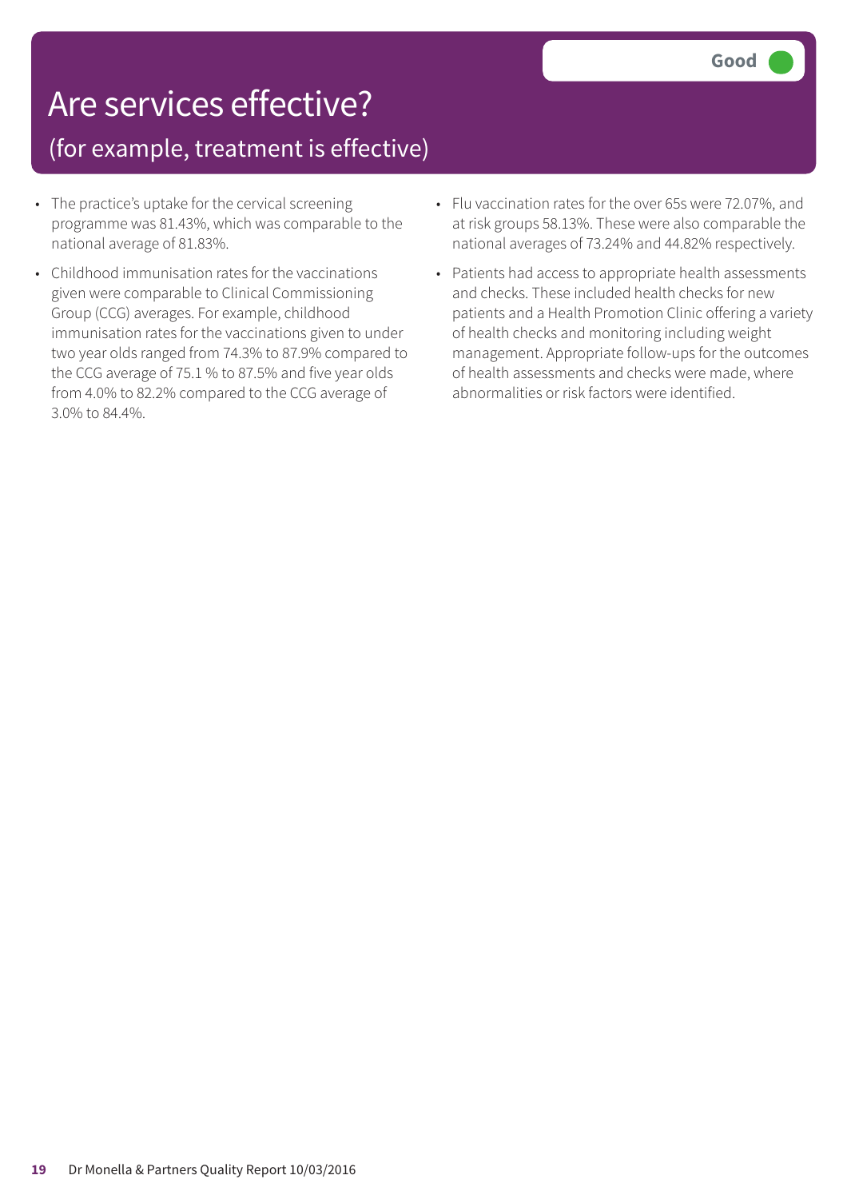# Are services effective?

## (for example, treatment is effective)

**Good**

- The practice's uptake for the cervical screening programme was 81.43%, which was comparable to the national average of 81.83%.
- Childhood immunisation rates for the vaccinations given were comparable to Clinical Commissioning Group (CCG) averages. For example, childhood immunisation rates for the vaccinations given to under two year olds ranged from 74.3% to 87.9% compared to the CCG average of 75.1 % to 87.5% and five year olds from 4.0% to 82.2% compared to the CCG average of 3.0% to 84.4%.
- Flu vaccination rates for the over 65s were 72.07%, and at risk groups 58.13%. These were also comparable the national averages of 73.24% and 44.82% respectively.
- Patients had access to appropriate health assessments and checks. These included health checks for new patients and a Health Promotion Clinic offering a variety of health checks and monitoring including weight management. Appropriate follow-ups for the outcomes of health assessments and checks were made, where abnormalities or risk factors were identified.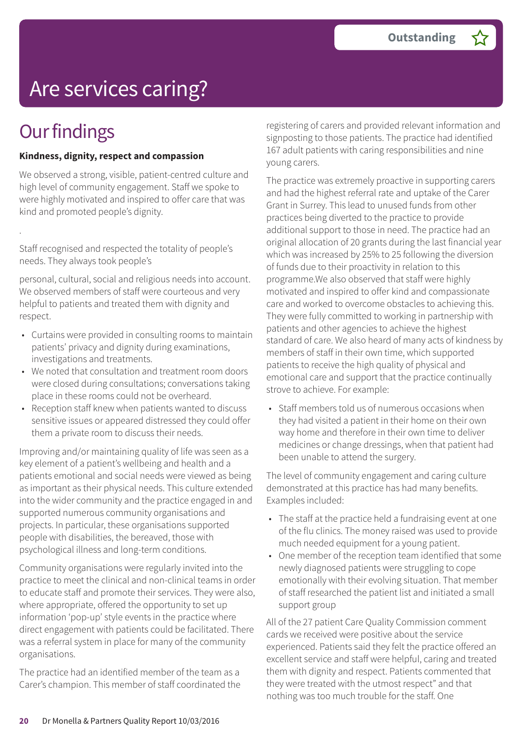# Are services caring?

**Outstanding** ☆

## Our findings

**Kindness, dignity, respect and compassion**

We observed a strong, visible, patient-centred culture and high level of community engagement. Staff we spoke to were highly motivated and inspired to offer care that was kind and promoted people's dignity.

.

Staff recognised and respected the totality of people's needs. They always took people's

personal, cultural, social and religious needs into account. We observed members of staff were courteous and very helpful to patients and treated them with dignity and respect.

- Curtains were provided in consulting rooms to maintain patients' privacy and dignity during examinations, investigations and treatments.
- We noted that consultation and treatment room doors were closed during consultations; conversations taking place in these rooms could not be overheard.
- Reception staff knew when patients wanted to discuss sensitive issues or appeared distressed they could offer them a private room to discuss their needs.

Improving and/or maintaining quality of life was seen as a key element of a patient's wellbeing and health and a patients emotional and social needs were viewed as being as important as their physical needs. This culture extended into the wider community and the practice engaged in and supported numerous community organisations and projects. In particular, these organisations supported people with disabilities, the bereaved, those with psychological illness and long-term conditions.

Community organisations were regularly invited into the practice to meet the clinical and non-clinical teams in order to educate staff and promote their services. They were also, where appropriate, offered the opportunity to set up information 'pop-up' style events in the practice where direct engagement with patients could be facilitated. There was a referral system in place for many of the community organisations.

The practice had an identified member of the team as a Carer's champion. This member of staff coordinated the registering of carers and provided relevant information and signposting to those patients. The practice had identified 167 adult patients with caring responsibilities and nine young carers.

The practice was extremely proactive in supporting carers and had the highest referral rate and uptake of the Carer Grant in Surrey. This lead to unused funds from other practices being diverted to the practice to provide additional support to those in need. The practice had an original allocation of 20 grants during the last financial year which was increased by 25% to 25 following the diversion of funds due to their proactivity in relation to this programme.We also observed that staff were highly motivated and inspired to offer kind and compassionate care and worked to overcome obstacles to achieving this. They were fully committed to working in partnership with patients and other agencies to achieve the highest standard of care. We also heard of many acts of kindness by members of staff in their own time, which supported patients to receive the high quality of physical and emotional care and support that the practice continually strove to achieve. For example:

- Staff members told us of numerous occasions when they had visited a patient in their home on their own way home and therefore in their own time to deliver medicines or change dressings, when that patient had been unable to attend the surgery.

The level of community engagement and caring culture demonstrated at this practice has had many benefits. Examples included:

- The staff at the practice held a fundraising event at one of the flu clinics. The money raised was used to provide much needed equipment for a young patient.
- One member of the reception team identified that some newly diagnosed patients were struggling to cope emotionally with their evolving situation. That member of staff researched the patient list and initiated a small support group

All of the 27 patient Care Quality Commission comment cards we received were positive about the service experienced. Patients said they felt the practice offered an excellent service and staff were helpful, caring and treated them with dignity and respect. Patients commented that they were treated with the utmost respect" and that nothing was too much trouble for the staff. One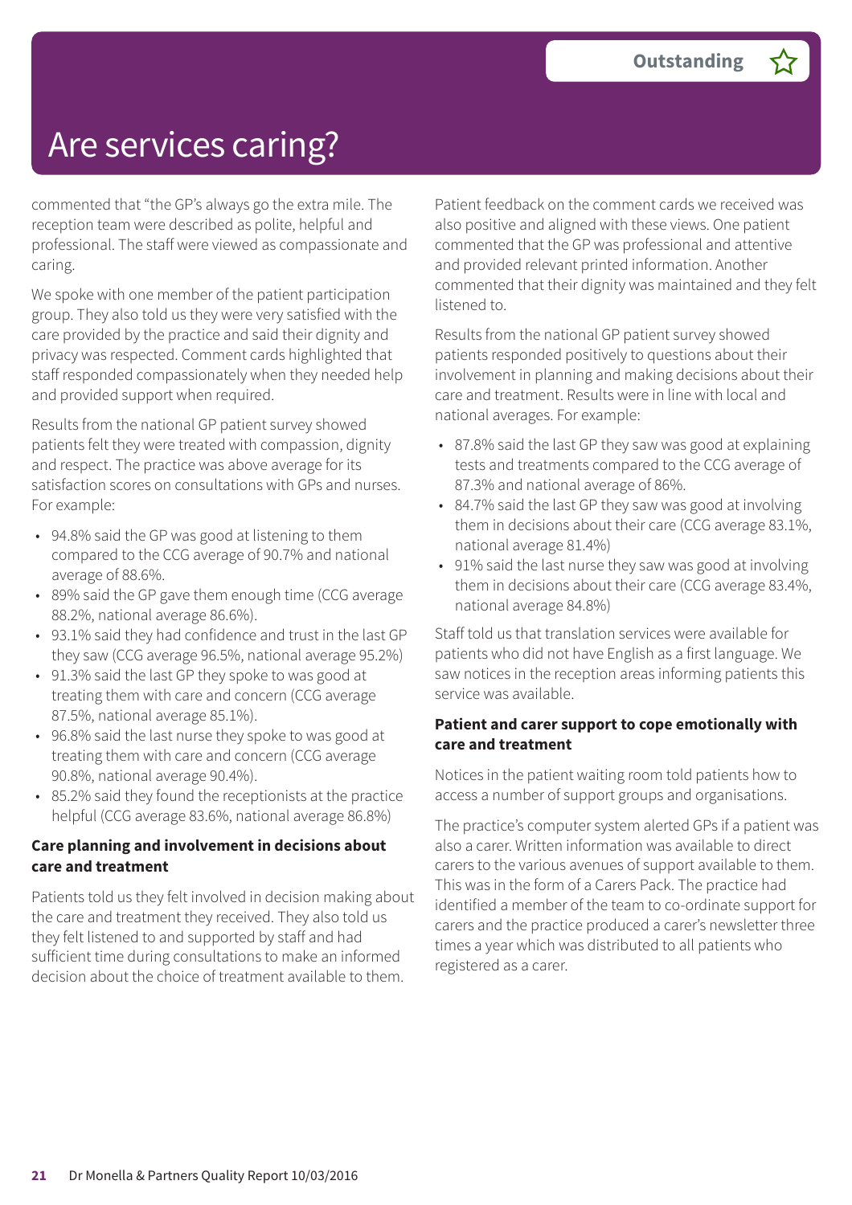# Are services caring?

**Outstanding**

commented that "the GP's always go the extra mile. The reception team were described as polite, helpful and professional. The staff were viewed as compassionate and caring.

We spoke with one member of the patient participation group. They also told us they were very satisfied with the care provided by the practice and said their dignity and privacy was respected. Comment cards highlighted that staff responded compassionately when they needed help and provided support when required.

Results from the national GP patient survey showed patients felt they were treated with compassion, dignity and respect. The practice was above average for its satisfaction scores on consultations with GPs and nurses. For example:

- 94.8% said the GP was good at listening to them compared to the CCG average of 90.7% and national average of 88.6%.
- 89% said the GP gave them enough time (CCG average 88.2%, national average 86.6%).
- 93.1% said they had confidence and trust in the last GP they saw (CCG average 96.5%, national average 95.2%)
- 91.3% said the last GP they spoke to was good at treating them with care and concern (CCG average 87.5%, national average 85.1%).
- 96.8% said the last nurse they spoke to was good at treating them with care and concern (CCG average 90.8%, national average 90.4%).
- 85.2% said they found the receptionists at the practice helpful (CCG average 83.6%, national average 86.8%)

**Care planning and involvement in decisions about care and treatment**

Patients told us they felt involved in decision making about the care and treatment they received. They also told us they felt listened to and supported by staff and had sufficient time during consultations to make an informed decision about the choice of treatment available to them.

Patient feedback on the comment cards we received was also positive and aligned with these views. One patient commented that the GP was professional and attentive and provided relevant printed information. Another commented that their dignity was maintained and they felt listened to.

Results from the national GP patient survey showed patients responded positively to questions about their involvement in planning and making decisions about their care and treatment. Results were in line with local and national averages. For example:

- 87.8% said the last GP they saw was good at explaining tests and treatments compared to the CCG average of 87.3% and national average of 86%.
- 84.7% said the last GP they saw was good at involving them in decisions about their care (CCG average 83.1%, national average 81.4%)
- 91% said the last nurse they saw was good at involving them in decisions about their care (CCG average 83.4%, national average 84.8%)

Staff told us that translation services were available for patients who did not have English as a first language. We saw notices in the reception areas informing patients this service was available.

**Patient and carer support to cope emotionally with care and treatment**

Notices in the patient waiting room told patients how to access a number of support groups and organisations.

The practice's computer system alerted GPs if a patient was also a carer. Written information was available to direct carers to the various avenues of support available to them. This was in the form of a Carers Pack. The practice had identified a member of the team to co-ordinate support for carers and the practice produced a carer's newsletter three times a year which was distributed to all patients who registered as a carer.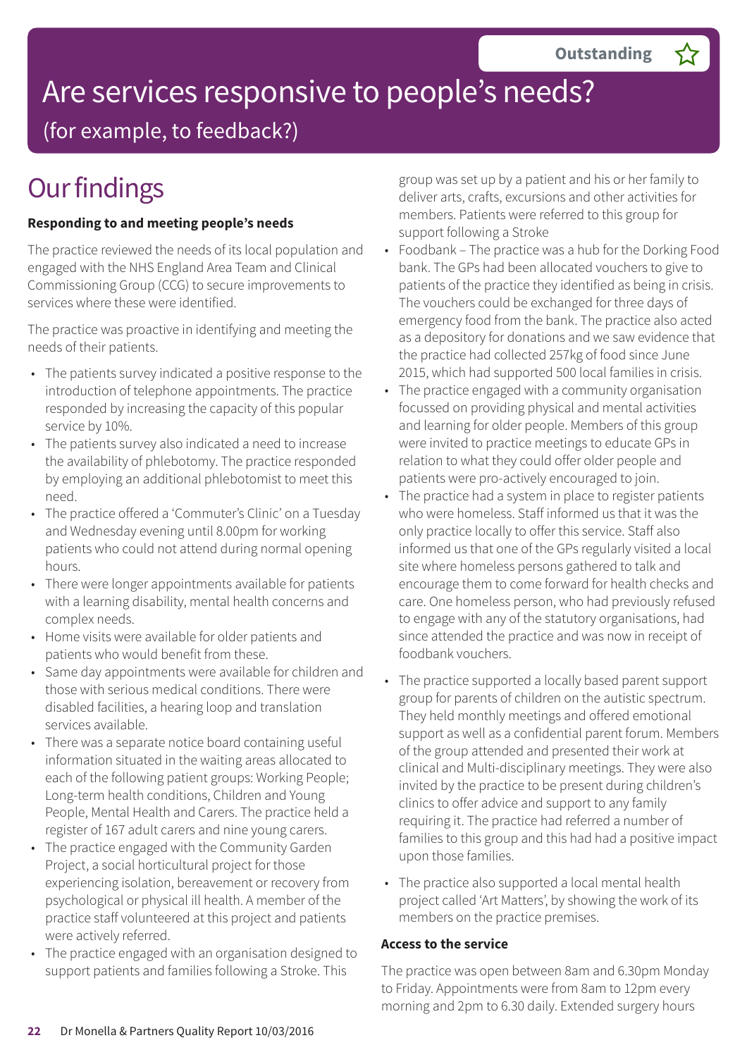Outstanding ☆

# Are services responsive to people's needs?

(for example, to feedback?)

## Our findings

**Responding to and meeting people's needs**

The practice reviewed the needs of its local population and engaged with the NHS England Area Team and Clinical Commissioning Group (CCG) to secure improvements to services where these were identified.

The practice was proactive in identifying and meeting the needs of their patients.

- The patients survey indicated a positive response to the introduction of telephone appointments. The practice responded by increasing the capacity of this popular service by 10%.
- The patients survey also indicated a need to increase the availability of phlebotomy. The practice responded by employing an additional phlebotomist to meet this need.
- The practice offered a 'Commuter's Clinic' on a Tuesday and Wednesday evening until 8.00pm for working patients who could not attend during normal opening hours.
- There were longer appointments available for patients with a learning disability, mental health concerns and complex needs.
- Home visits were available for older patients and patients who would benefit from these.
- Same day appointments were available for children and those with serious medical conditions. There were disabled facilities, a hearing loop and translation services available.
- There was a separate notice board containing useful information situated in the waiting areas allocated to each of the following patient groups: Working People; Long-term health conditions, Children and Young People, Mental Health and Carers. The practice held a register of 167 adult carers and nine young carers.
- The practice engaged with the Community Garden Project, a social horticultural project for those experiencing isolation, bereavement or recovery from psychological or physical ill health. A member of the practice staff volunteered at this project and patients were actively referred.
- The practice engaged with an organisation designed to support patients and families following a Stroke. This group was set up by a patient and his or her family to deliver arts, crafts, excursions and other activities for members. Patients were referred to this group for support following a Stroke
- Foodbank – The practice was a hub for the Dorking Food bank. The GPs had been allocated vouchers to give to patients of the practice they identified as being in crisis. The vouchers could be exchanged for three days of emergency food from the bank. The practice also acted as a depository for donations and we saw evidence that the practice had collected 257kg of food since June 2015, which had supported 500 local families in crisis.
- The practice engaged with a community organisation focussed on providing physical and mental activities and learning for older people. Members of this group were invited to practice meetings to educate GPs in relation to what they could offer older people and patients were pro-actively encouraged to join.
- The practice had a system in place to register patients who were homeless. Staff informed us that it was the only practice locally to offer this service. Staff also informed us that one of the GPs regularly visited a local site where homeless persons gathered to talk and encourage them to come forward for health checks and care. One homeless person, who had previously refused to engage with any of the statutory organisations, had since attended the practice and was now in receipt of foodbank vouchers.
- The practice supported a locally based parent support group for parents of children on the autistic spectrum. They held monthly meetings and offered emotional support as well as a confidential parent forum. Members of the group attended and presented their work at clinical and Multi-disciplinary meetings. They were also invited by the practice to be present during children's clinics to offer advice and support to any family requiring it. The practice had referred a number of families to this group and this had had a positive impact upon those families.
- The practice also supported a local mental health project called 'Art Matters', by showing the work of its members on the practice premises.

**Access to the service**

The practice was open between 8am and 6.30pm Monday to Friday. Appointments were from 8am to 12pm every morning and 2pm to 6.30 daily. Extended surgery hours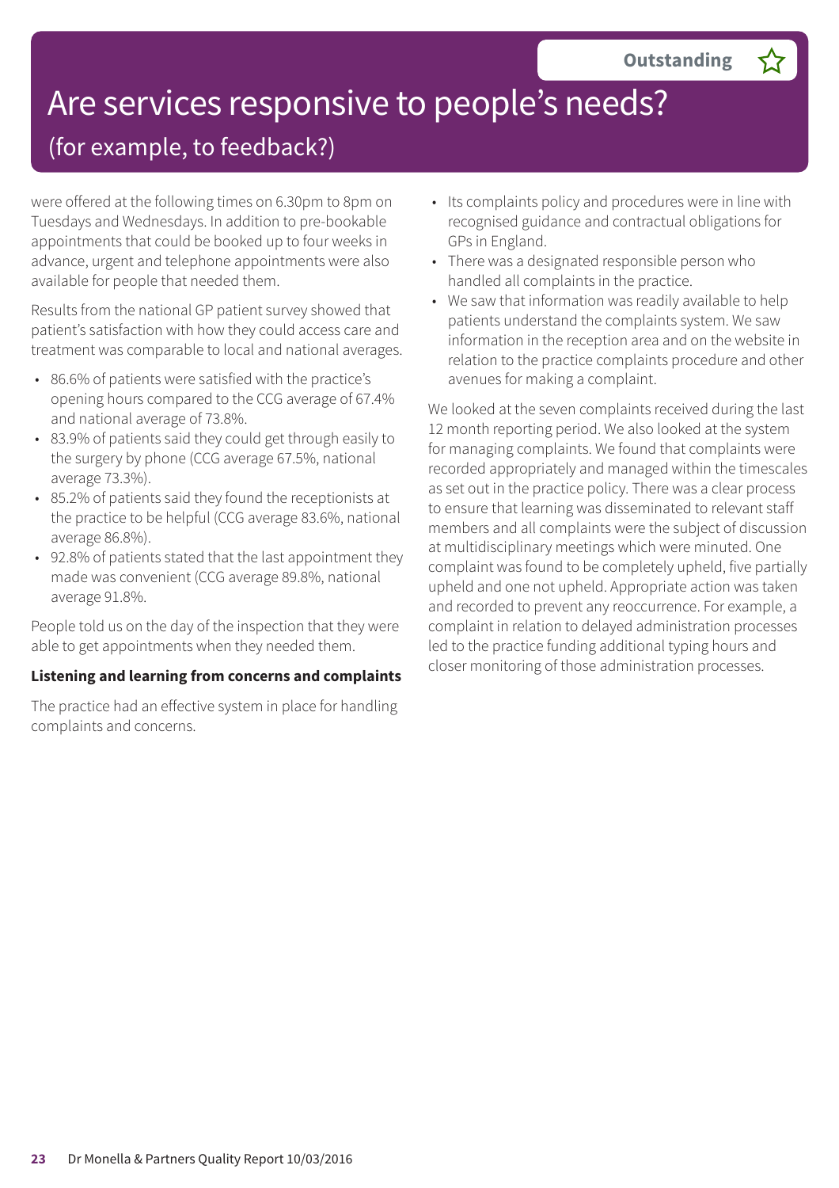# Are services responsive to people's needs?

## (for example, to feedback?)

**Outstanding** ☆

were offered at the following times on 6.30pm to 8pm on Tuesdays and Wednesdays. In addition to pre-bookable appointments that could be booked up to four weeks in advance, urgent and telephone appointments were also available for people that needed them.

Results from the national GP patient survey showed that patient's satisfaction with how they could access care and treatment was comparable to local and national averages.

- 86.6% of patients were satisfied with the practice's opening hours compared to the CCG average of 67.4% and national average of 73.8%.
- 83.9% of patients said they could get through easily to the surgery by phone (CCG average 67.5%, national average 73.3%).
- 85.2% of patients said they found the receptionists at the practice to be helpful (CCG average 83.6%, national average 86.8%).
- 92.8% of patients stated that the last appointment they made was convenient (CCG average 89.8%, national average 91.8%.

People told us on the day of the inspection that they were able to get appointments when they needed them.

### Listening and learning from concerns and complaints

The practice had an effective system in place for handling complaints and concerns.

- Its complaints policy and procedures were in line with recognised guidance and contractual obligations for GPs in England.
- There was a designated responsible person who handled all complaints in the practice.
- We saw that information was readily available to help patients understand the complaints system. We saw information in the reception area and on the website in relation to the practice complaints procedure and other avenues for making a complaint.

We looked at the seven complaints received during the last 12 month reporting period. We also looked at the system for managing complaints. We found that complaints were recorded appropriately and managed within the timescales as set out in the practice policy. There was a clear process to ensure that learning was disseminated to relevant staff members and all complaints were the subject of discussion at multidisciplinary meetings which were minuted. One complaint was found to be completely upheld, five partially upheld and one not upheld. Appropriate action was taken and recorded to prevent any reoccurrence. For example, a complaint in relation to delayed administration processes led to the practice funding additional typing hours and closer monitoring of those administration processes.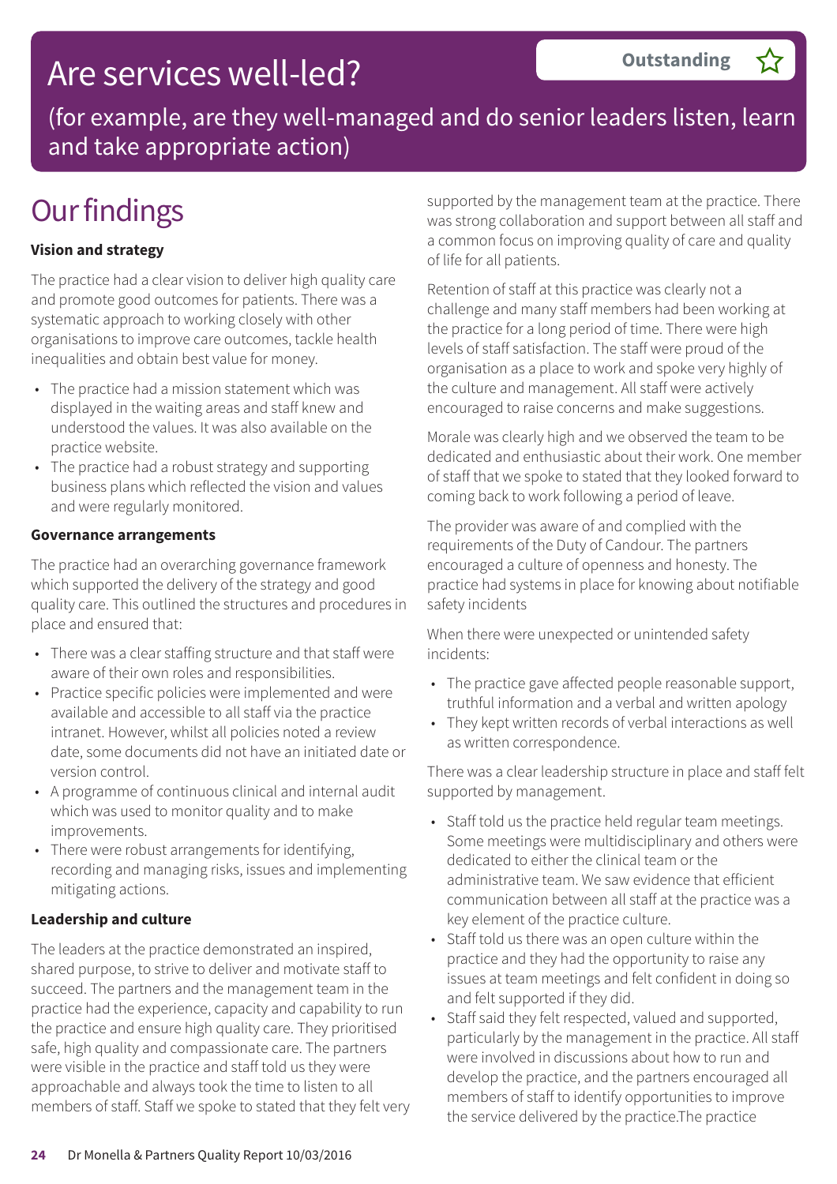# Are services well-led?

**Outstanding** ☆

(for example, are they well-managed and do senior leaders listen, learn and take appropriate action)

## Our findings

**Vision and strategy**

The practice had a clear vision to deliver high quality care and promote good outcomes for patients. There was a systematic approach to working closely with other organisations to improve care outcomes, tackle health inequalities and obtain best value for money.

- The practice had a mission statement which was displayed in the waiting areas and staff knew and understood the values. It was also available on the practice website.
- The practice had a robust strategy and supporting business plans which reflected the vision and values and were regularly monitored.

**Governance arrangements**

The practice had an overarching governance framework which supported the delivery of the strategy and good quality care. This outlined the structures and procedures in place and ensured that:

- There was a clear staffing structure and that staff were aware of their own roles and responsibilities.
- Practice specific policies were implemented and were available and accessible to all staff via the practice intranet. However, whilst all policies noted a review date, some documents did not have an initiated date or version control.
- A programme of continuous clinical and internal audit which was used to monitor quality and to make improvements.
- There were robust arrangements for identifying, recording and managing risks, issues and implementing mitigating actions.

**Leadership and culture**

The leaders at the practice demonstrated an inspired, shared purpose, to strive to deliver and motivate staff to succeed. The partners and the management team in the practice had the experience, capacity and capability to run the practice and ensure high quality care. They prioritised safe, high quality and compassionate care. The partners were visible in the practice and staff told us they were approachable and always took the time to listen to all members of staff. Staff we spoke to stated that they felt very supported by the management team at the practice. There was strong collaboration and support between all staff and a common focus on improving quality of care and quality of life for all patients.

Retention of staff at this practice was clearly not a challenge and many staff members had been working at the practice for a long period of time. There were high levels of staff satisfaction. The staff were proud of the organisation as a place to work and spoke very highly of the culture and management. All staff were actively encouraged to raise concerns and make suggestions.

Morale was clearly high and we observed the team to be dedicated and enthusiastic about their work. One member of staff that we spoke to stated that they looked forward to coming back to work following a period of leave.

The provider was aware of and complied with the requirements of the Duty of Candour. The partners encouraged a culture of openness and honesty. The practice had systems in place for knowing about notifiable safety incidents

When there were unexpected or unintended safety incidents:

- The practice gave affected people reasonable support, truthful information and a verbal and written apology
- They kept written records of verbal interactions as well as written correspondence.

There was a clear leadership structure in place and staff felt supported by management.

- Staff told us the practice held regular team meetings. Some meetings were multidisciplinary and others were dedicated to either the clinical team or the administrative team. We saw evidence that efficient communication between all staff at the practice was a key element of the practice culture.
- Staff told us there was an open culture within the practice and they had the opportunity to raise any issues at team meetings and felt confident in doing so and felt supported if they did.
- Staff said they felt respected, valued and supported, particularly by the management in the practice. All staff were involved in discussions about how to run and develop the practice, and the partners encouraged all members of staff to identify opportunities to improve the service delivered by the practice.The practice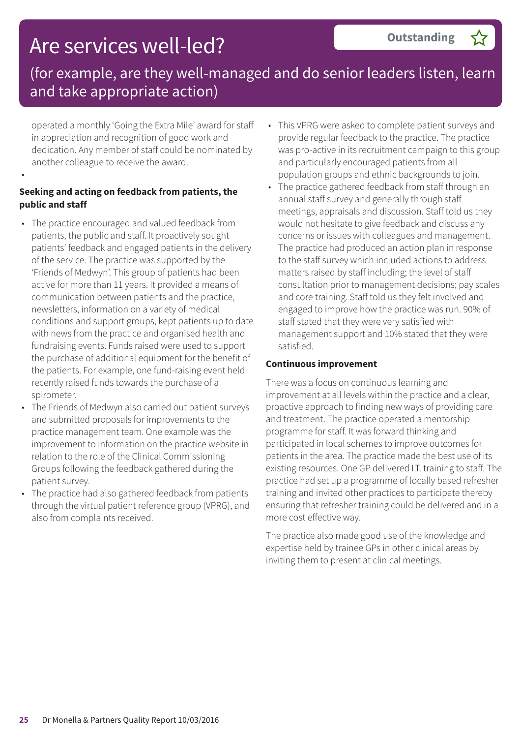# Are services well-led?

**Outstanding** ☆

(for example, are they well-managed and do senior leaders listen, learn and take appropriate action)

operated a monthly 'Going the Extra Mile' award for staff in appreciation and recognition of good work and dedication. Any member of staff could be nominated by another colleague to receive the award.

**Seeking and acting on feedback from patients, the public and staff**

- The practice encouraged and valued feedback from patients, the public and staff. It proactively sought patients' feedback and engaged patients in the delivery of the service. The practice was supported by the 'Friends of Medwyn'. This group of patients had been active for more than 11 years. It provided a means of communication between patients and the practice, newsletters, information on a variety of medical conditions and support groups, kept patients up to date with news from the practice and organised health and fundraising events. Funds raised were used to support the purchase of additional equipment for the benefit of the patients. For example, one fund-raising event held recently raised funds towards the purchase of a spirometer.
- The Friends of Medwyn also carried out patient surveys and submitted proposals for improvements to the practice management team. One example was the improvement to information on the practice website in relation to the role of the Clinical Commissioning Groups following the feedback gathered during the patient survey.
- The practice had also gathered feedback from patients through the virtual patient reference group (VPRG), and also from complaints received.
- This VPRG were asked to complete patient surveys and provide regular feedback to the practice. The practice was pro-active in its recruitment campaign to this group and particularly encouraged patients from all population groups and ethnic backgrounds to join.
- The practice gathered feedback from staff through an annual staff survey and generally through staff meetings, appraisals and discussion. Staff told us they would not hesitate to give feedback and discuss any concerns or issues with colleagues and management. The practice had produced an action plan in response to the staff survey which included actions to address matters raised by staff including; the level of staff consultation prior to management decisions; pay scales and core training. Staff told us they felt involved and engaged to improve how the practice was run. 90% of staff stated that they were very satisfied with management support and 10% stated that they were satisfied.

**Continuous improvement**

There was a focus on continuous learning and improvement at all levels within the practice and a clear, proactive approach to finding new ways of providing care and treatment. The practice operated a mentorship programme for staff. It was forward thinking and participated in local schemes to improve outcomes for patients in the area. The practice made the best use of its existing resources. One GP delivered I.T. training to staff. The practice had set up a programme of locally based refresher training and invited other practices to participate thereby ensuring that refresher training could be delivered and in a more cost effective way.

The practice also made good use of the knowledge and expertise held by trainee GPs in other clinical areas by inviting them to present at clinical meetings.